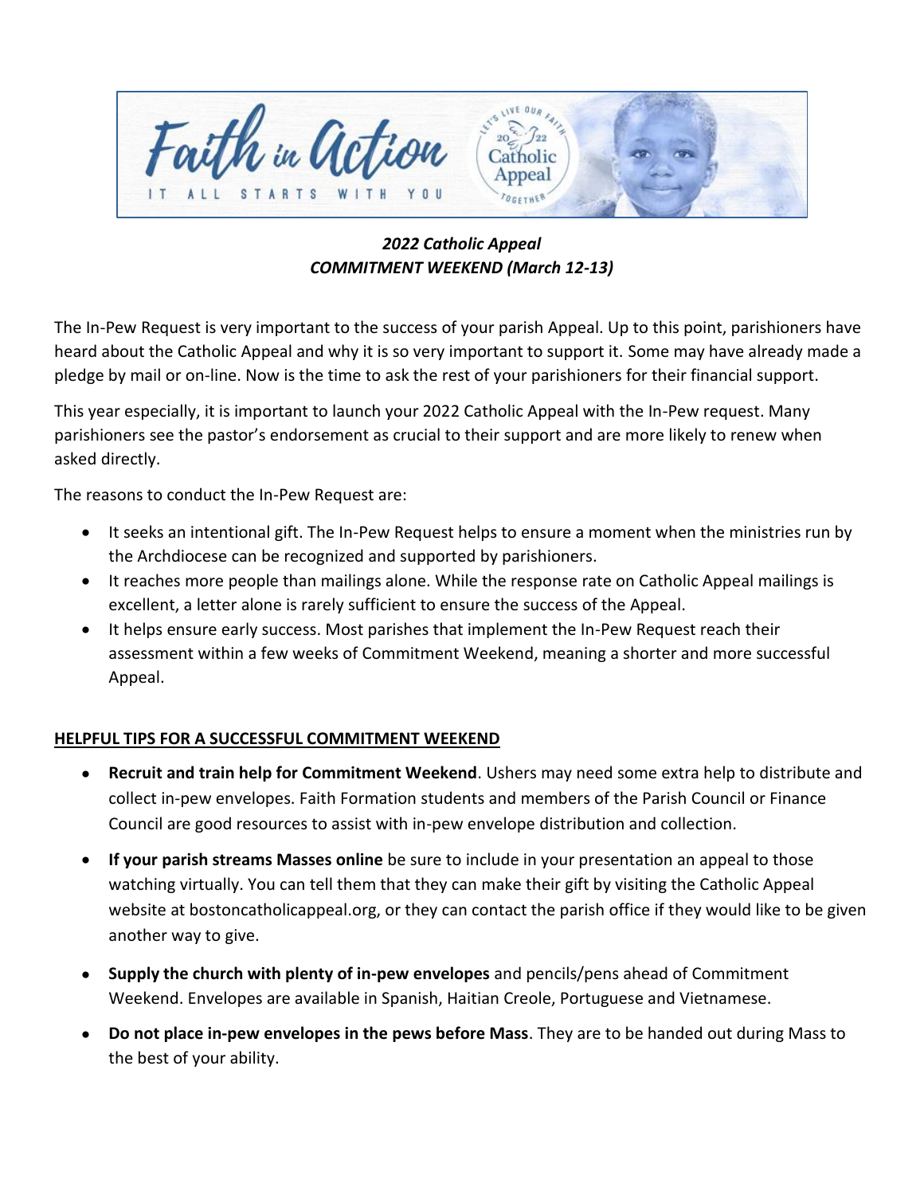*2022 Catholic Appeal*
*COMMITMENT WEEKEND (March 12-13)*

The In-Pew Request is very important to the success of your parish Appeal. Up to this point, parishioners have heard about the Catholic Appeal and why it is so very important to support it. Some may have already made a pledge by mail or on-line. Now is the time to ask the rest of your parishioners for their financial support.

This year especially, it is important to launch your 2022 Catholic Appeal with the In-Pew request. Many parishioners see the pastor's endorsement as crucial to their support and are more likely to renew when asked directly.

The reasons to conduct the In-Pew Request are:

- It seeks an intentional gift. The In-Pew Request helps to ensure a moment when the ministries run by the Archdiocese can be recognized and supported by parishioners.
- It reaches more people than mailings alone. While the response rate on Catholic Appeal mailings is excellent, a letter alone is rarely sufficient to ensure the success of the Appeal.
- It helps ensure early success. Most parishes that implement the In-Pew Request reach their assessment within a few weeks of Commitment Weekend, meaning a shorter and more successful Appeal.

**HELPFUL TIPS FOR A SUCCESSFUL COMMITMENT WEEKEND**

- **Recruit and train help for Commitment Weekend**. Ushers may need some extra help to distribute and collect in-pew envelopes. Faith Formation students and members of the Parish Council or Finance Council are good resources to assist with in-pew envelope distribution and collection.
- **If your parish streams Masses online** be sure to include in your presentation an appeal to those watching virtually. You can tell them that they can make their gift by visiting the Catholic Appeal website at bostoncatholicappeal.org, or they can contact the parish office if they would like to be given another way to give.
- **Supply the church with plenty of in-pew envelopes** and pencils/pens ahead of Commitment Weekend. Envelopes are available in Spanish, Haitian Creole, Portuguese and Vietnamese.
- **Do not place in-pew envelopes in the pews before Mass**. They are to be handed out during Mass to the best of your ability.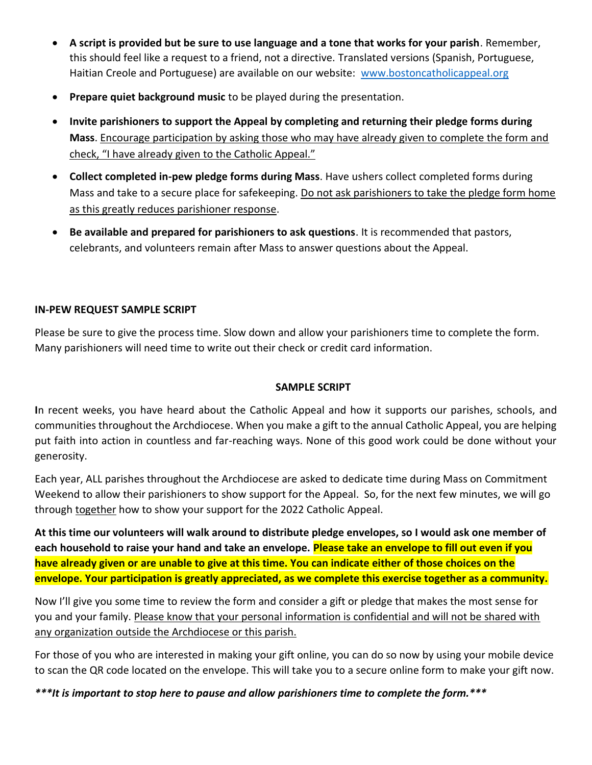- **A script is provided but be sure to use language and a tone that works for your parish**. Remember, this should feel like a request to a friend, not a directive. Translated versions (Spanish, Portuguese, Haitian Creole and Portuguese) are available on our website: [www.bostoncatholicappeal.org](www.bostoncatholicappeal.org)
- **Prepare quiet background music** to be played during the presentation.
- **Invite parishioners to support the Appeal by completing and returning their pledge forms during Mass**. Encourage participation by asking those who may have already given to complete the form and check, "I have already given to the Catholic Appeal."
- **Collect completed in-pew pledge forms during Mass**. Have ushers collect completed forms during Mass and take to a secure place for safekeeping. Do not ask parishioners to take the pledge form home as this greatly reduces parishioner response.
- **Be available and prepared for parishioners to ask questions**. It is recommended that pastors, celebrants, and volunteers remain after Mass to answer questions about the Appeal.

## IN-PEW REQUEST SAMPLE SCRIPT

Please be sure to give the process time. Slow down and allow your parishioners time to complete the form. Many parishioners will need time to write out their check or credit card information.

### SAMPLE SCRIPT

In recent weeks, you have heard about the Catholic Appeal and how it supports our parishes, schools, and communities throughout the Archdiocese. When you make a gift to the annual Catholic Appeal, you are helping put faith into action in countless and far-reaching ways. None of this good work could be done without your generosity.

Each year, ALL parishes throughout the Archdiocese are asked to dedicate time during Mass on Commitment Weekend to allow their parishioners to show support for the Appeal. So, for the next few minutes, we will go through together how to show your support for the 2022 Catholic Appeal.

**At this time our volunteers will walk around to distribute pledge envelopes, so I would ask one member of each household to raise your hand and take an envelope. Please take an envelope to fill out even if you have already given or are unable to give at this time. You can indicate either of those choices on the envelope. Your participation is greatly appreciated, as we complete this exercise together as a community.**

Now I'll give you some time to review the form and consider a gift or pledge that makes the most sense for you and your family. Please know that your personal information is confidential and will not be shared with any organization outside the Archdiocese or this parish.

For those of you who are interested in making your gift online, you can do so now by using your mobile device to scan the QR code located on the envelope. This will take you to a secure online form to make your gift now.

***\*\*\*It is important to stop here to pause and allow parishioners time to complete the form.\*\*\****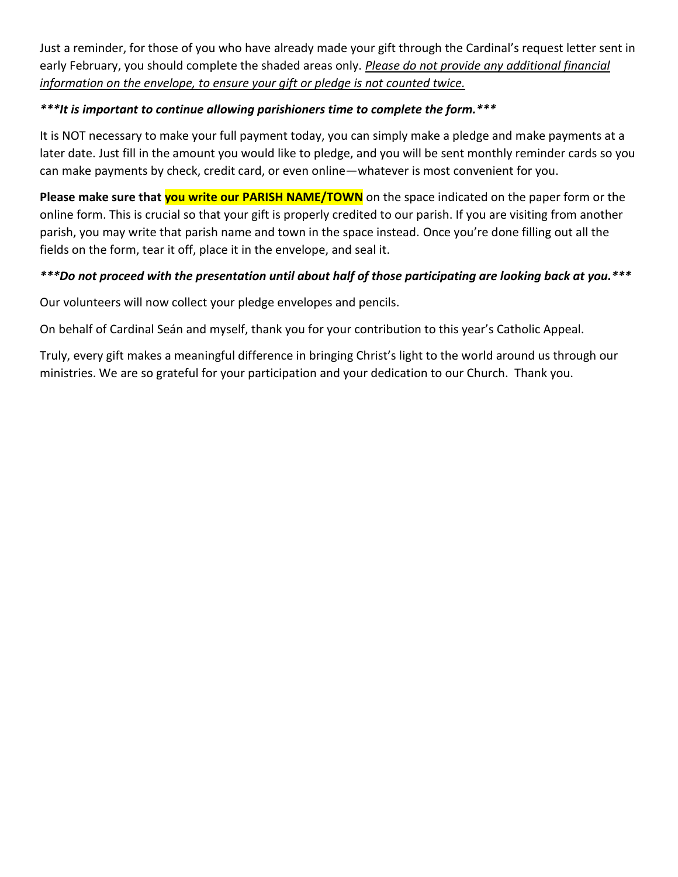Just a reminder, for those of you who have already made your gift through the Cardinal's request letter sent in early February, you should complete the shaded areas only. *Please do not provide any additional financial information on the envelope, to ensure your gift or pledge is not counted twice.*

***\*\*\*It is important to continue allowing parishioners time to complete the form.\*\*\****

It is NOT necessary to make your full payment today, you can simply make a pledge and make payments at a later date. Just fill in the amount you would like to pledge, and you will be sent monthly reminder cards so you can make payments by check, credit card, or even online—whatever is most convenient for you.

**Please make sure that you write our PARISH NAME/TOWN** on the space indicated on the paper form or the online form. This is crucial so that your gift is properly credited to our parish. If you are visiting from another parish, you may write that parish name and town in the space instead. Once you're done filling out all the fields on the form, tear it off, place it in the envelope, and seal it.

***\*\*\*Do not proceed with the presentation until about half of those participating are looking back at you.\*\*\****

Our volunteers will now collect your pledge envelopes and pencils.

On behalf of Cardinal Seán and myself, thank you for your contribution to this year's Catholic Appeal.

Truly, every gift makes a meaningful difference in bringing Christ's light to the world around us through our ministries. We are so grateful for your participation and your dedication to our Church. Thank you.